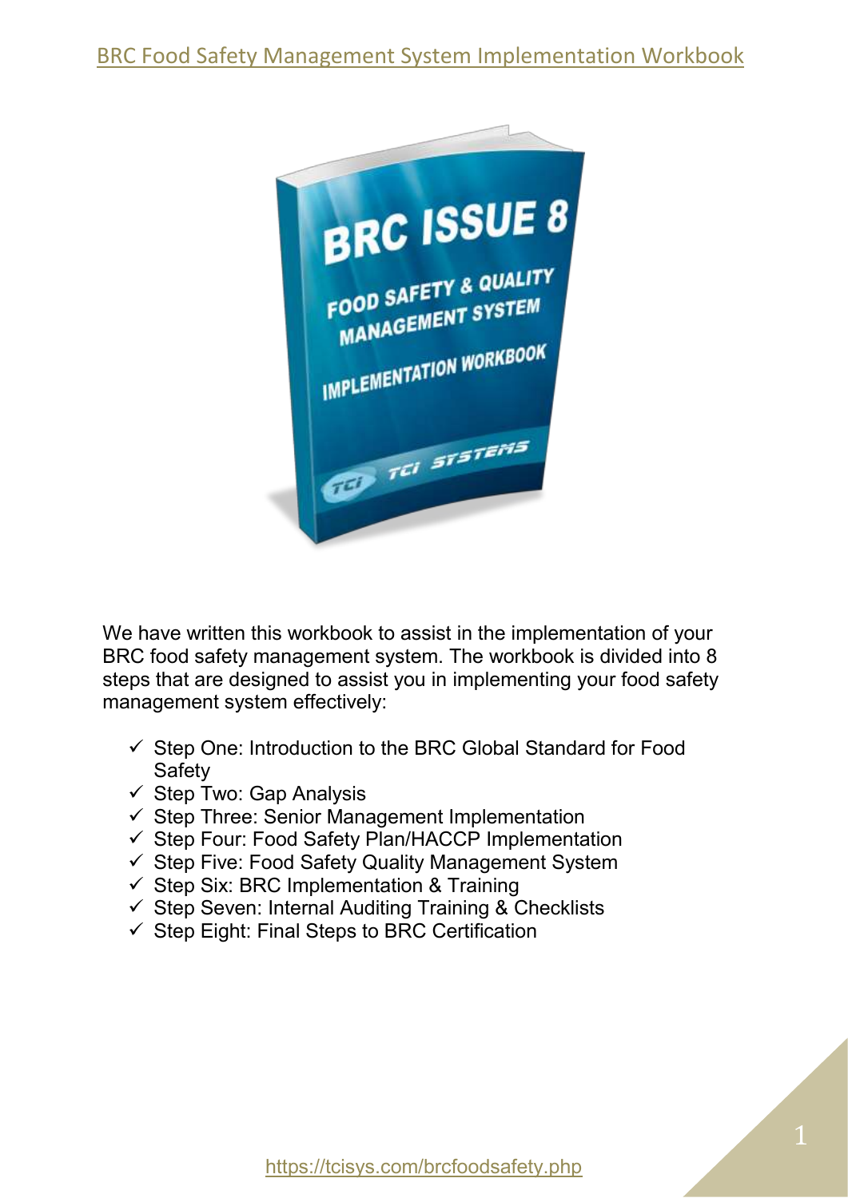We have written this workbook to assist in the implementation of your BRC food safety management system. The workbook is divided into 8 steps that are designed to assist you in implementing your food safety management system effectively:

- ✓ Step One: Introduction to the BRC Global Standard for Food Safety
- ✓ Step Two: Gap Analysis
- ✓ Step Three: Senior Management Implementation
- ✓ Step Four: Food Safety Plan/HACCP Implementation
- ✓ Step Five: Food Safety Quality Management System
- ✓ Step Six: BRC Implementation & Training
- ✓ Step Seven: Internal Auditing Training & Checklists
- ✓ Step Eight: Final Steps to BRC Certification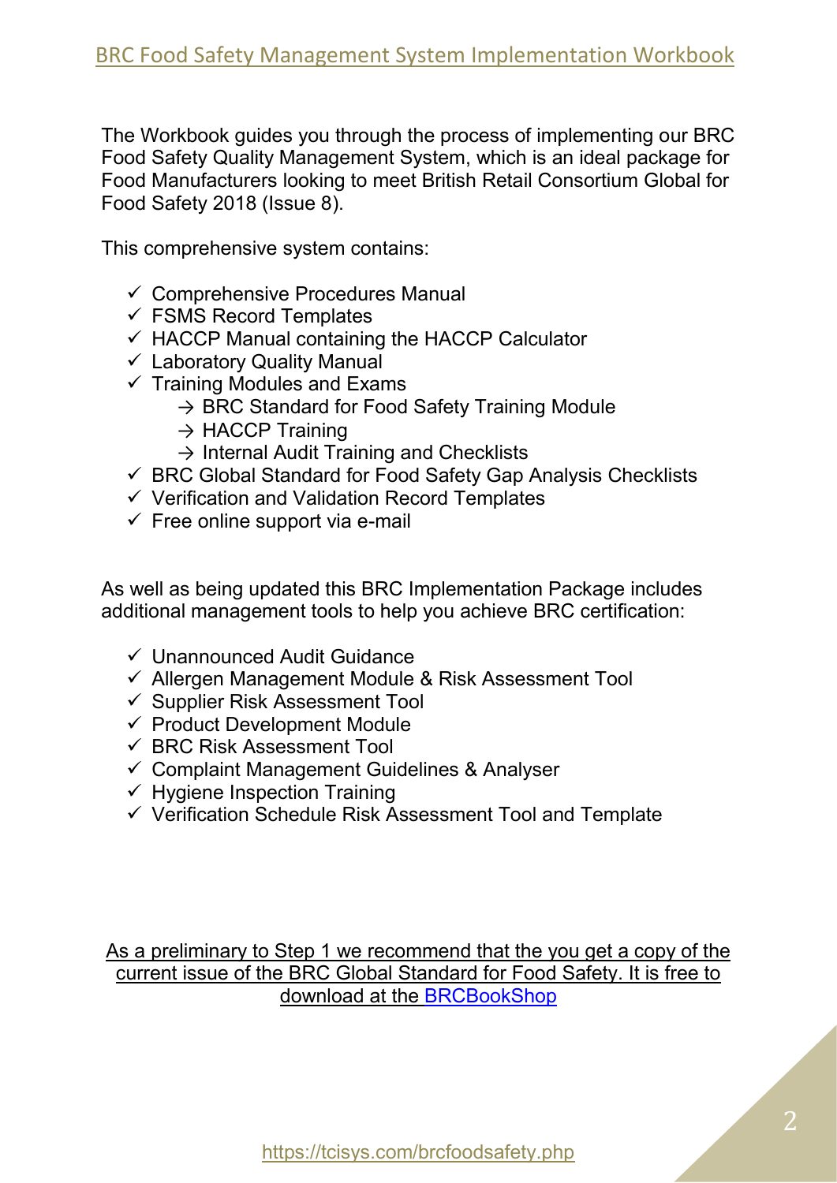The Workbook guides you through the process of implementing our BRC Food Safety Quality Management System, which is an ideal package for Food Manufacturers looking to meet British Retail Consortium Global for Food Safety 2018 (Issue 8).

This comprehensive system contains:

- ✓ Comprehensive Procedures Manual
- ✓ FSMS Record Templates
- ✓ HACCP Manual containing the HACCP Calculator
- ✓ Laboratory Quality Manual
- ✓ Training Modules and Exams
  - → BRC Standard for Food Safety Training Module
  - → HACCP Training
  - → Internal Audit Training and Checklists
- ✓ BRC Global Standard for Food Safety Gap Analysis Checklists
- ✓ Verification and Validation Record Templates
- ✓ Free online support via e-mail

As well as being updated this BRC Implementation Package includes additional management tools to help you achieve BRC certification:

- ✓ Unannounced Audit Guidance
- ✓ Allergen Management Module & Risk Assessment Tool
- ✓ Supplier Risk Assessment Tool
- ✓ Product Development Module
- ✓ BRC Risk Assessment Tool
- ✓ Complaint Management Guidelines & Analyser
- ✓ Hygiene Inspection Training
- ✓ Verification Schedule Risk Assessment Tool and Template

As a preliminary to Step 1 we recommend that the you get a copy of the current issue of the BRC Global Standard for Food Safety. It is free to download at the BRCBookShop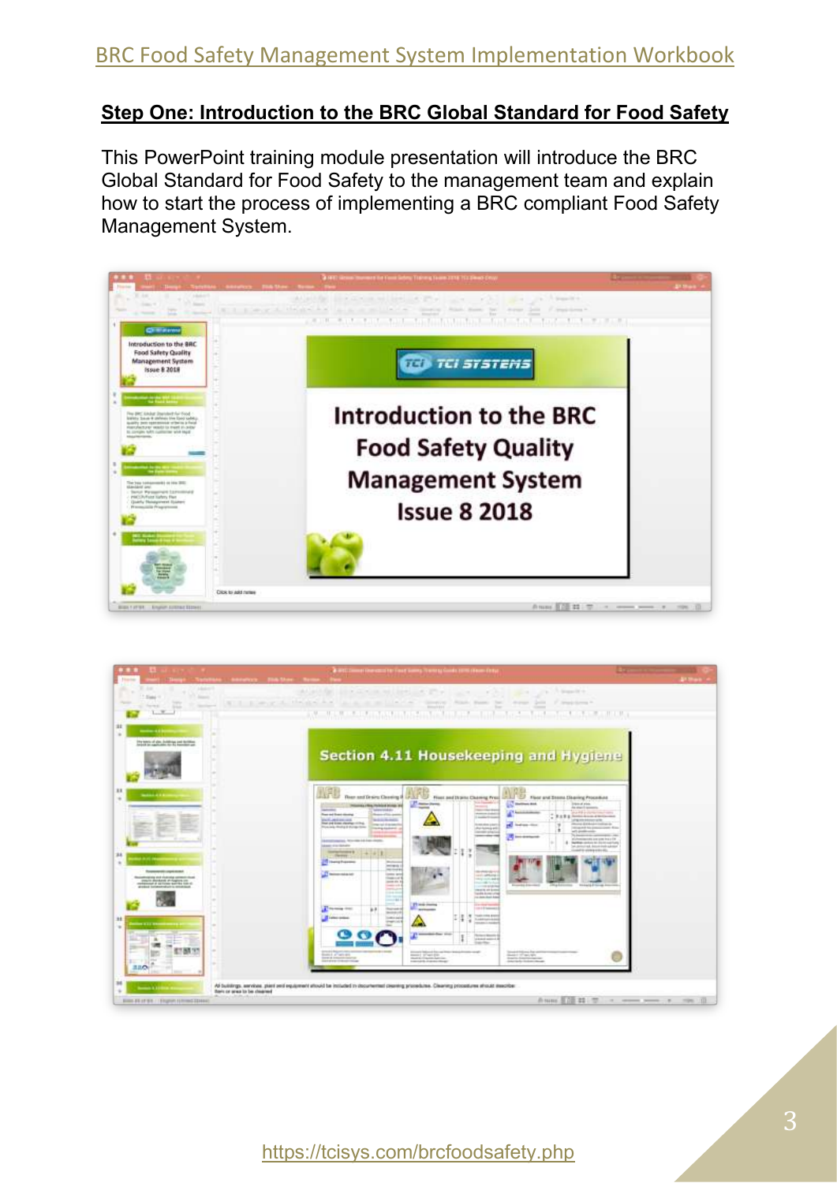## Step One: Introduction to the BRC Global Standard for Food Safety

This PowerPoint training module presentation will introduce the BRC Global Standard for Food Safety to the management team and explain how to start the process of implementing a BRC compliant Food Safety Management System.

https://tcisys.com/brcfoodsafety.php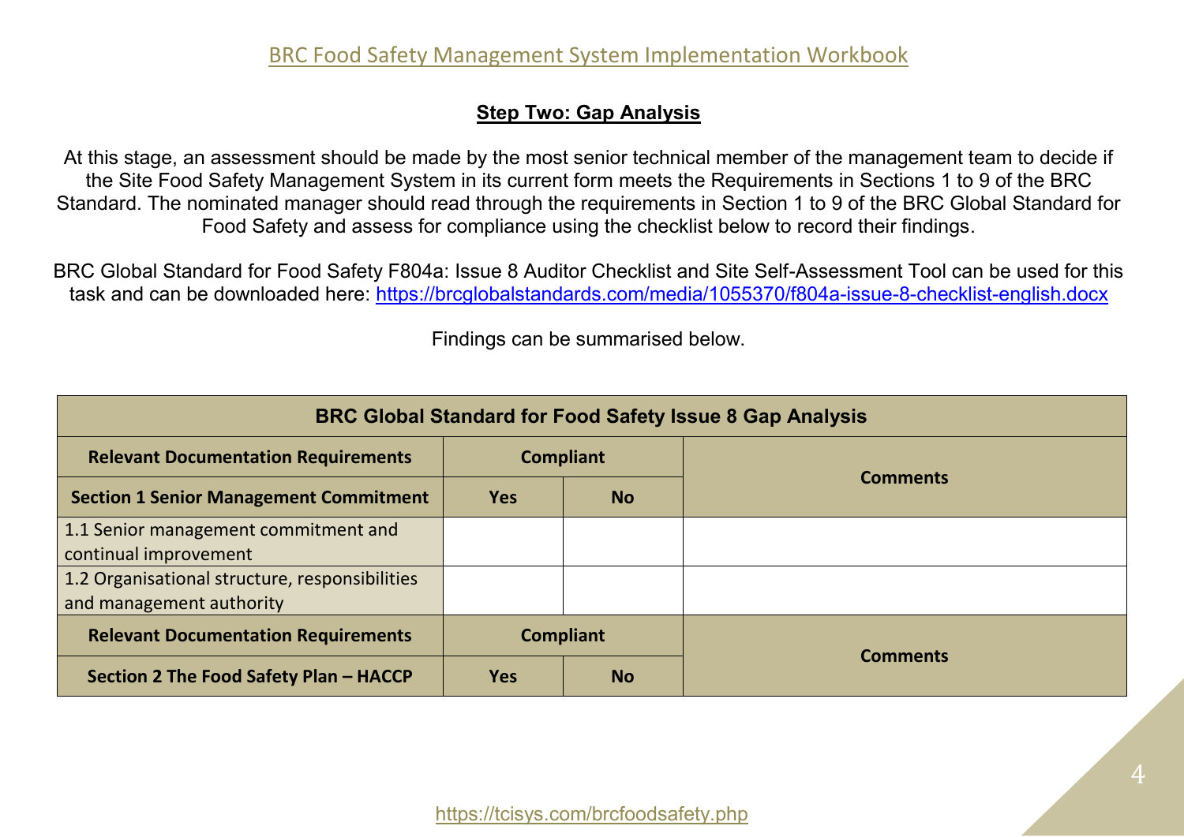## Step Two: Gap Analysis

At this stage, an assessment should be made by the most senior technical member of the management team to decide if the Site Food Safety Management System in its current form meets the Requirements in Sections 1 to 9 of the BRC Standard. The nominated manager should read through the requirements in Section 1 to 9 of the BRC Global Standard for Food Safety and assess for compliance using the checklist below to record their findings.

BRC Global Standard for Food Safety F804a: Issue 8 Auditor Checklist and Site Self-Assessment Tool can be used for this task and can be downloaded here: https://brcglobalstandards.com/media/1055370/f804a-issue-8-checklist-english.docx

Findings can be summarised below.

| BRC Global Standard for Food Safety Issue 8 Gap Analysis | | | |
|---|---|---|---|
| **Relevant Documentation Requirements** | **Compliant** | | **Comments** |
| **Section 1 Senior Management Commitment** | **Yes** | **No** | |
| 1.1 Senior management commitment and continual improvement | | | |
| 1.2 Organisational structure, responsibilities and management authority | | | |
| **Relevant Documentation Requirements** | **Compliant** | | **Comments** |
| **Section 2 The Food Safety Plan – HACCP** | **Yes** | **No** | |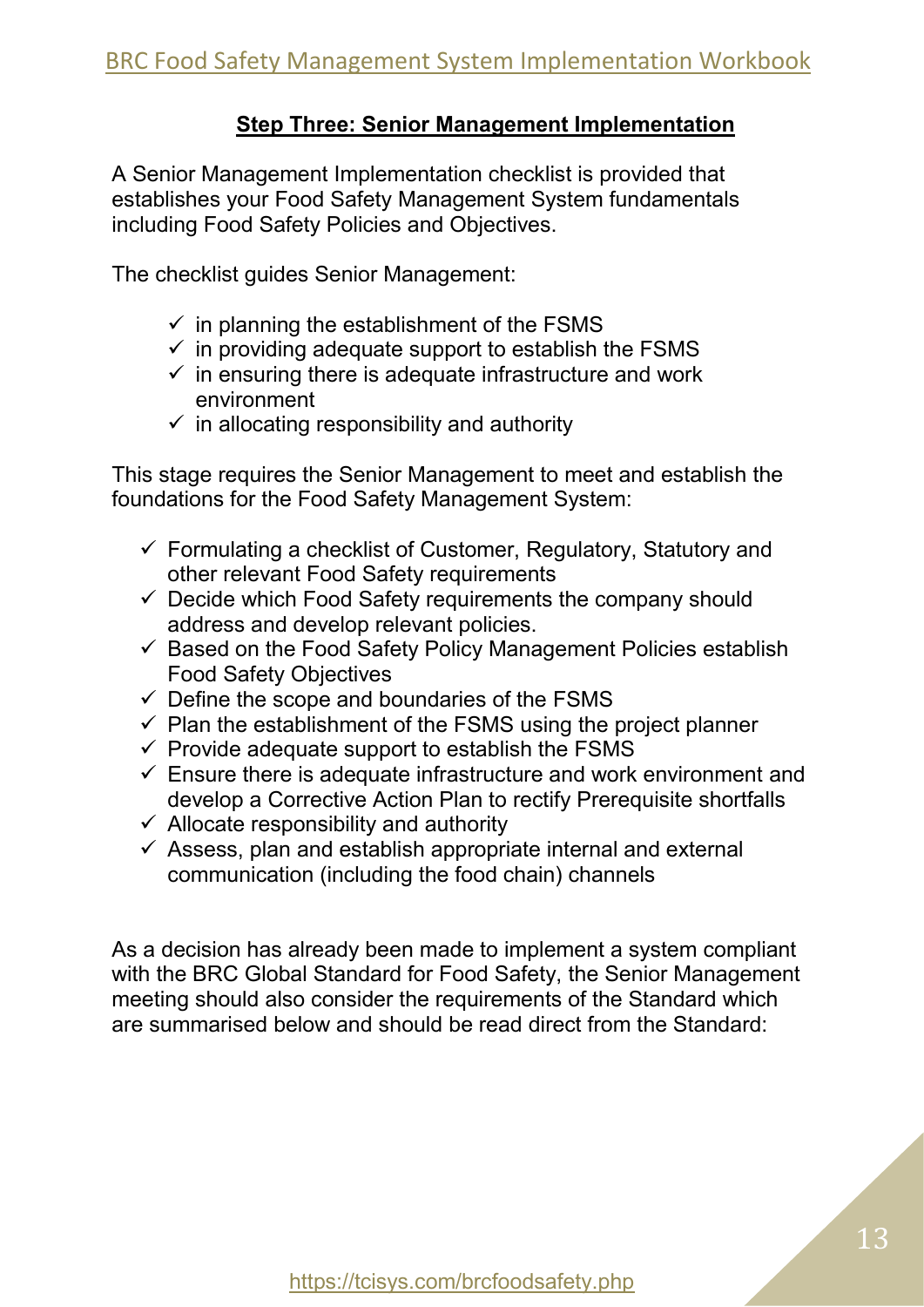## Step Three: Senior Management Implementation

A Senior Management Implementation checklist is provided that establishes your Food Safety Management System fundamentals including Food Safety Policies and Objectives.

The checklist guides Senior Management:

- ✓ in planning the establishment of the FSMS
- ✓ in providing adequate support to establish the FSMS
- ✓ in ensuring there is adequate infrastructure and work environment
- ✓ in allocating responsibility and authority

This stage requires the Senior Management to meet and establish the foundations for the Food Safety Management System:

- ✓ Formulating a checklist of Customer, Regulatory, Statutory and other relevant Food Safety requirements
- ✓ Decide which Food Safety requirements the company should address and develop relevant policies.
- ✓ Based on the Food Safety Policy Management Policies establish Food Safety Objectives
- ✓ Define the scope and boundaries of the FSMS
- ✓ Plan the establishment of the FSMS using the project planner
- ✓ Provide adequate support to establish the FSMS
- ✓ Ensure there is adequate infrastructure and work environment and develop a Corrective Action Plan to rectify Prerequisite shortfalls
- ✓ Allocate responsibility and authority
- ✓ Assess, plan and establish appropriate internal and external communication (including the food chain) channels

As a decision has already been made to implement a system compliant with the BRC Global Standard for Food Safety, the Senior Management meeting should also consider the requirements of the Standard which are summarised below and should be read direct from the Standard: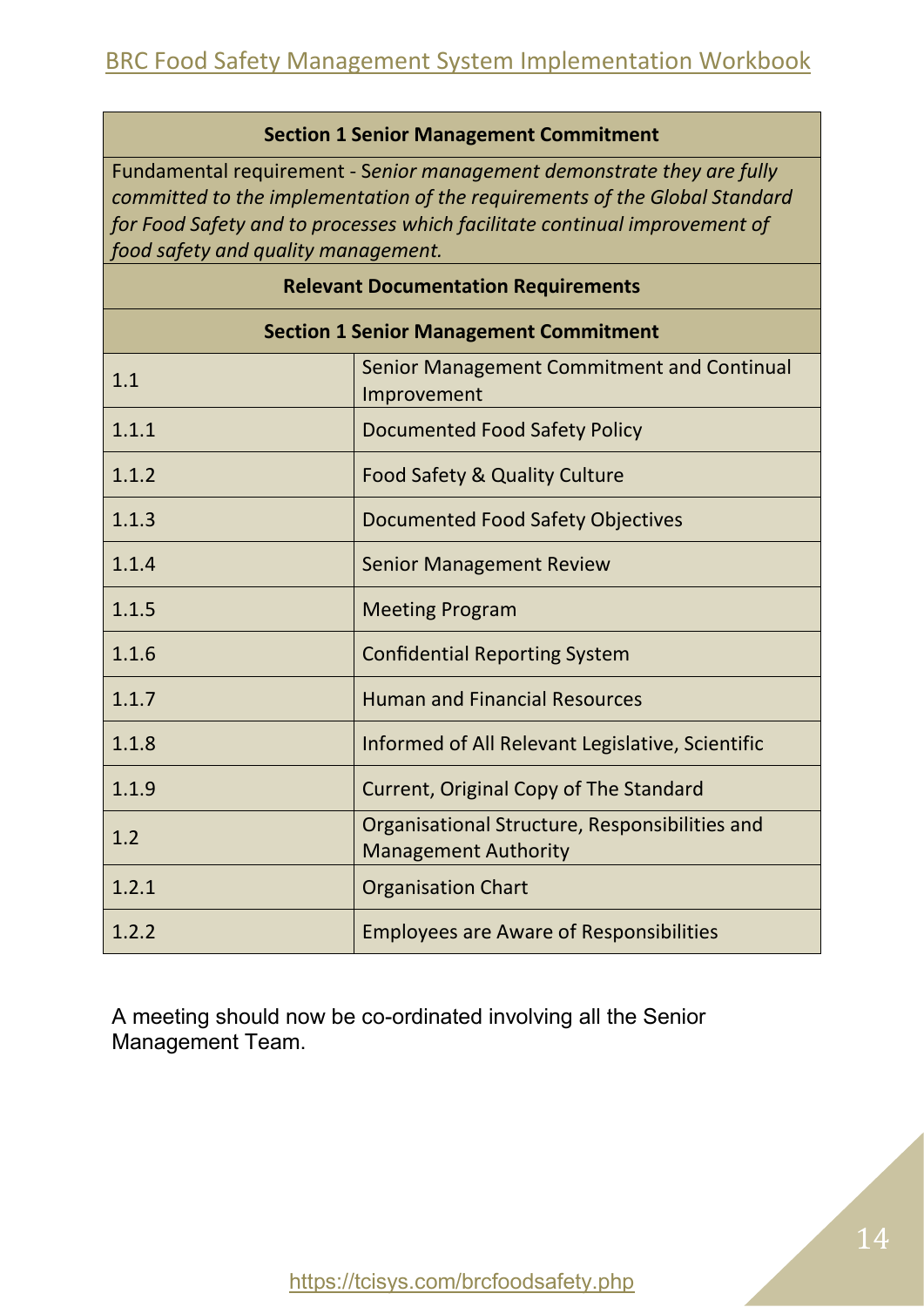| **Section 1 Senior Management Commitment** | |
|---|---|
| Fundamental requirement - *Senior management demonstrate they are fully committed to the implementation of the requirements of the Global Standard for Food Safety and to processes which facilitate continual improvement of food safety and quality management.* | |
| **Relevant Documentation Requirements** | |
| **Section 1 Senior Management Commitment** | |
| 1.1 | Senior Management Commitment and Continual Improvement |
| 1.1.1 | Documented Food Safety Policy |
| 1.1.2 | Food Safety & Quality Culture |
| 1.1.3 | Documented Food Safety Objectives |
| 1.1.4 | Senior Management Review |
| 1.1.5 | Meeting Program |
| 1.1.6 | Confidential Reporting System |
| 1.1.7 | Human and Financial Resources |
| 1.1.8 | Informed of All Relevant Legislative, Scientific |
| 1.1.9 | Current, Original Copy of The Standard |
| 1.2 | Organisational Structure, Responsibilities and Management Authority |
| 1.2.1 | Organisation Chart |
| 1.2.2 | Employees are Aware of Responsibilities |

A meeting should now be co-ordinated involving all the Senior Management Team.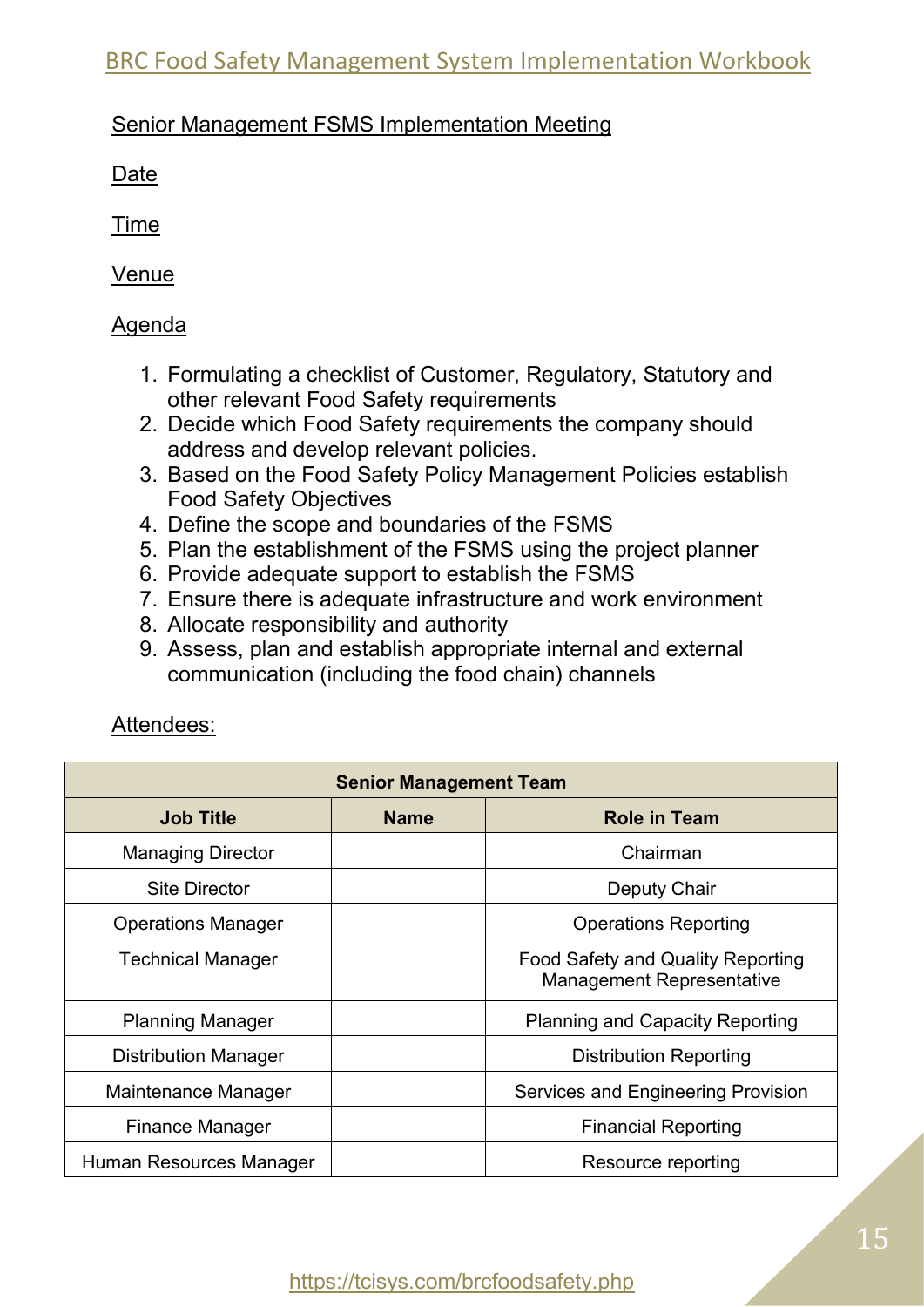Senior Management FSMS Implementation Meeting

Date

Time

Venue

Agenda

1. Formulating a checklist of Customer, Regulatory, Statutory and other relevant Food Safety requirements
2. Decide which Food Safety requirements the company should address and develop relevant policies.
3. Based on the Food Safety Policy Management Policies establish Food Safety Objectives
4. Define the scope and boundaries of the FSMS
5. Plan the establishment of the FSMS using the project planner
6. Provide adequate support to establish the FSMS
7. Ensure there is adequate infrastructure and work environment
8. Allocate responsibility and authority
9. Assess, plan and establish appropriate internal and external communication (including the food chain) channels

Attendees:

| Senior Management Team | | |
|---|---|---|
| **Job Title** | **Name** | **Role in Team** |
| Managing Director | | Chairman |
| Site Director | | Deputy Chair |
| Operations Manager | | Operations Reporting |
| Technical Manager | | Food Safety and Quality Reporting Management Representative |
| Planning Manager | | Planning and Capacity Reporting |
| Distribution Manager | | Distribution Reporting |
| Maintenance Manager | | Services and Engineering Provision |
| Finance Manager | | Financial Reporting |
| Human Resources Manager | | Resource reporting |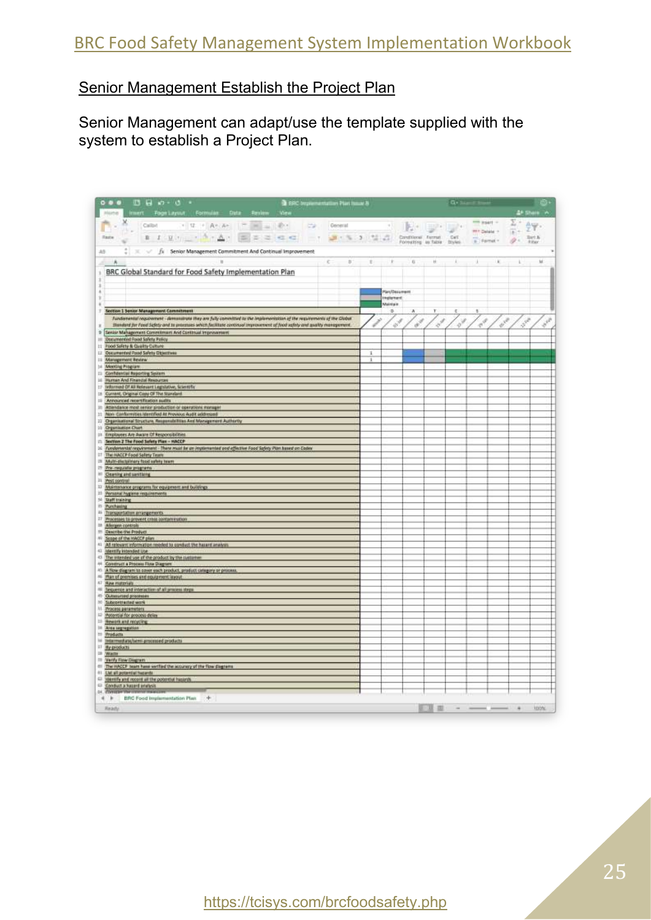## Senior Management Establish the Project Plan

Senior Management can adapt/use the template supplied with the system to establish a Project Plan.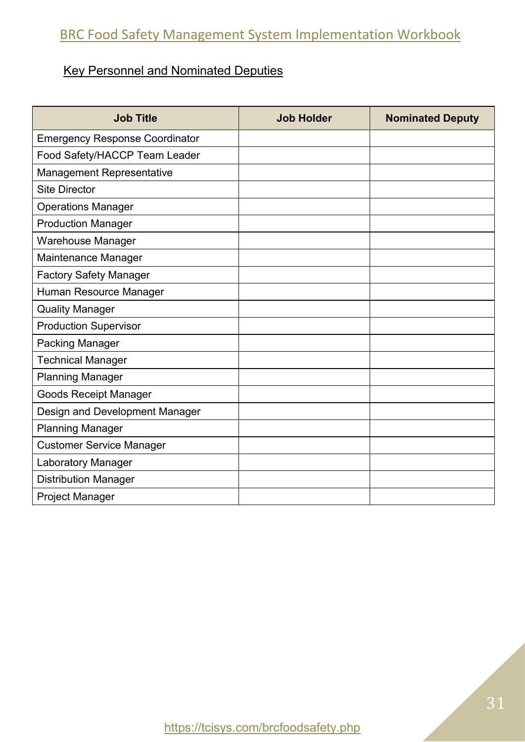## Key Personnel and Nominated Deputies

| Job Title | Job Holder | Nominated Deputy |
|---|---|---|
| Emergency Response Coordinator | | |
| Food Safety/HACCP Team Leader | | |
| Management Representative | | |
| Site Director | | |
| Operations Manager | | |
| Production Manager | | |
| Warehouse Manager | | |
| Maintenance Manager | | |
| Factory Safety Manager | | |
| Human Resource Manager | | |
| Quality Manager | | |
| Production Supervisor | | |
| Packing Manager | | |
| Technical Manager | | |
| Planning Manager | | |
| Goods Receipt Manager | | |
| Design and Development Manager | | |
| Planning Manager | | |
| Customer Service Manager | | |
| Laboratory Manager | | |
| Distribution Manager | | |
| Project Manager | | |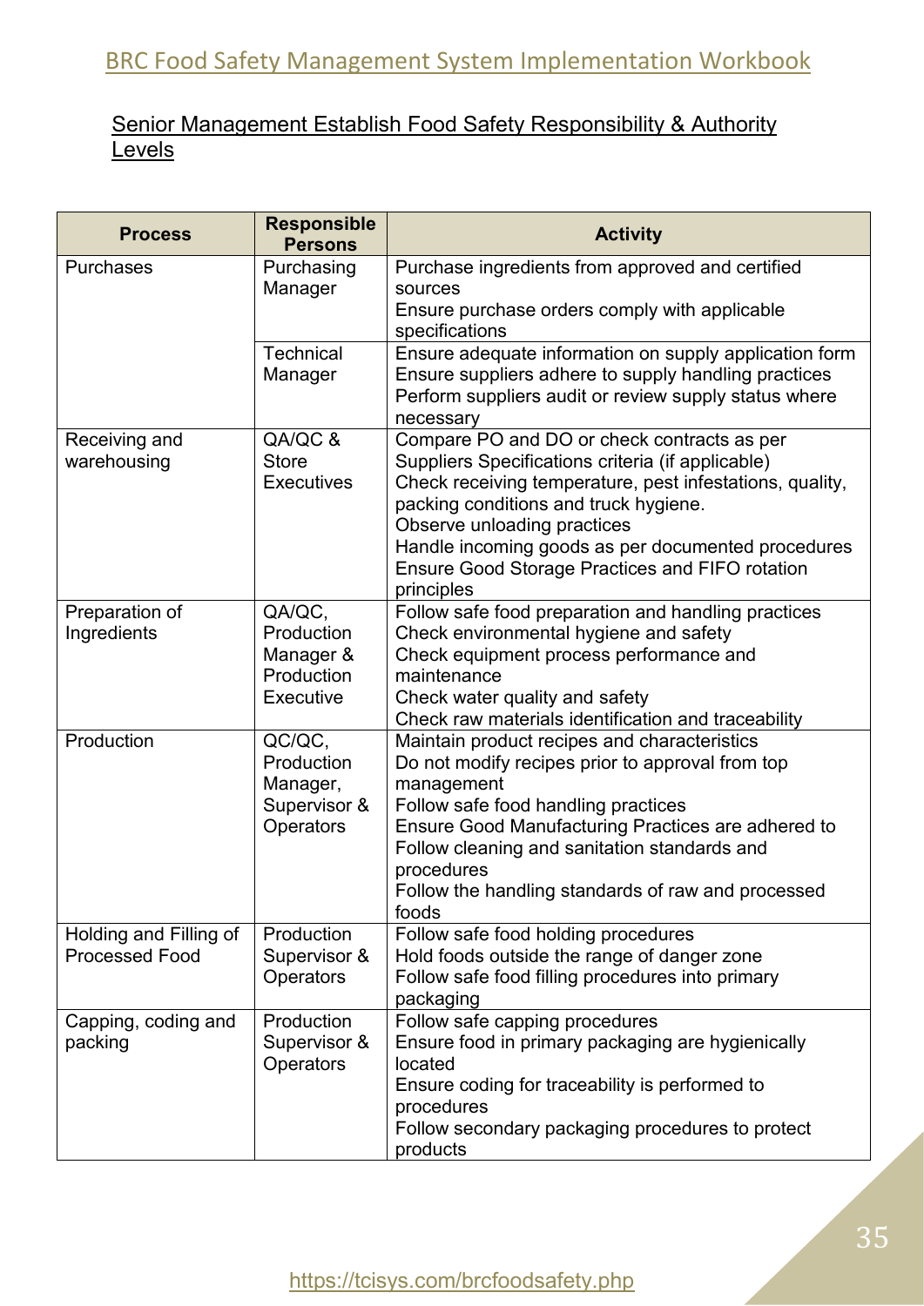## Senior Management Establish Food Safety Responsibility & Authority Levels

| Process | Responsible Persons | Activity |
|---|---|---|
| Purchases | Purchasing Manager | Purchase ingredients from approved and certified sources<br>Ensure purchase orders comply with applicable specifications |
| | Technical Manager | Ensure adequate information on supply application form<br>Ensure suppliers adhere to supply handling practices<br>Perform suppliers audit or review supply status where necessary |
| Receiving and warehousing | QA/QC & Store Executives | Compare PO and DO or check contracts as per Suppliers Specifications criteria (if applicable)<br>Check receiving temperature, pest infestations, quality, packing conditions and truck hygiene.<br>Observe unloading practices<br>Handle incoming goods as per documented procedures<br>Ensure Good Storage Practices and FIFO rotation principles |
| Preparation of Ingredients | QA/QC, Production Manager & Production Executive | Follow safe food preparation and handling practices<br>Check environmental hygiene and safety<br>Check equipment process performance and maintenance<br>Check water quality and safety<br>Check raw materials identification and traceability |
| Production | QC/QC, Production Manager, Supervisor & Operators | Maintain product recipes and characteristics<br>Do not modify recipes prior to approval from top management<br>Follow safe food handling practices<br>Ensure Good Manufacturing Practices are adhered to<br>Follow cleaning and sanitation standards and procedures<br>Follow the handling standards of raw and processed foods |
| Holding and Filling of Processed Food | Production Supervisor & Operators | Follow safe food holding procedures<br>Hold foods outside the range of danger zone<br>Follow safe food filling procedures into primary packaging |
| Capping, coding and packing | Production Supervisor & Operators | Follow safe capping procedures<br>Ensure food in primary packaging are hygienically located<br>Ensure coding for traceability is performed to procedures<br>Follow secondary packaging procedures to protect products |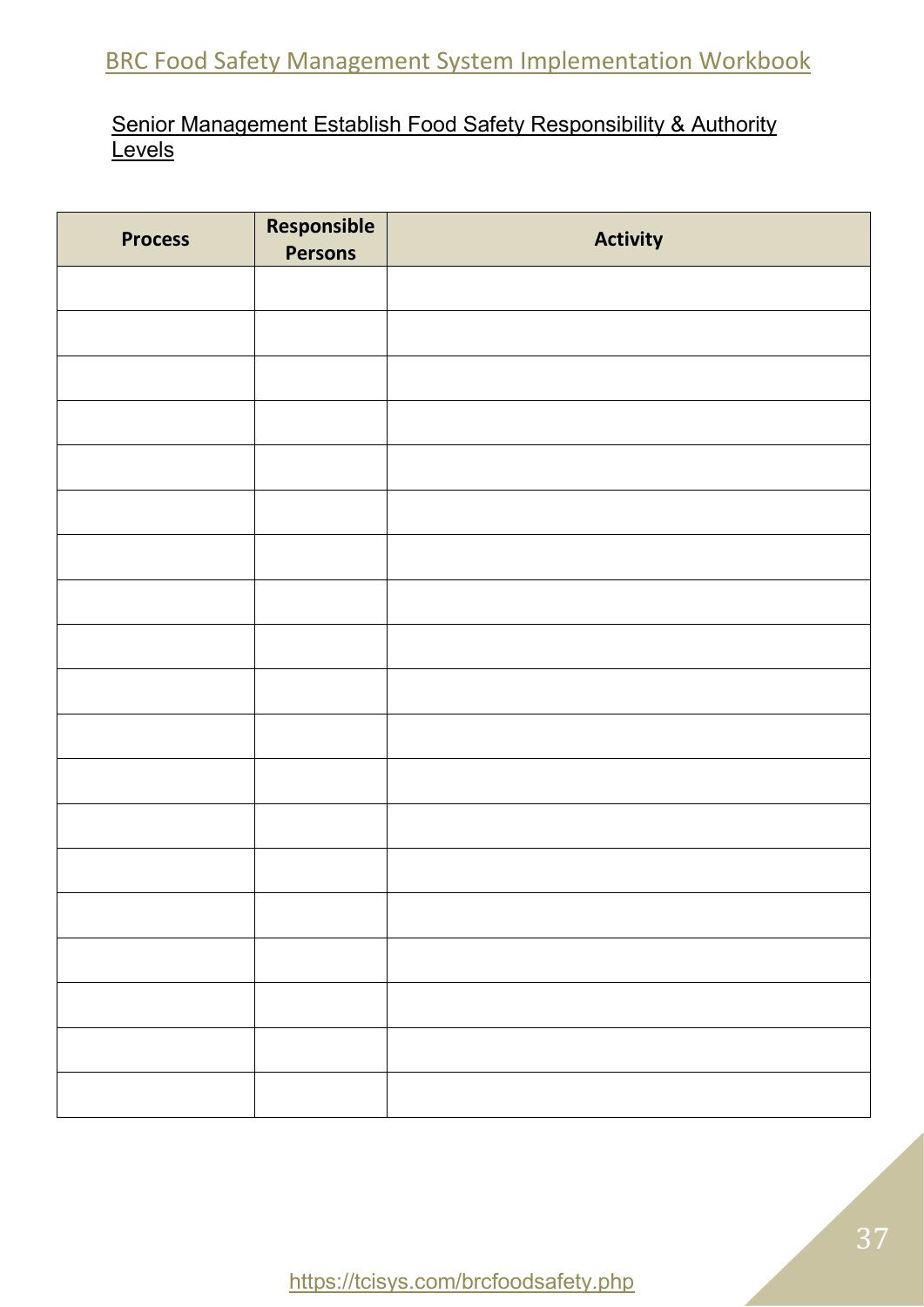Senior Management Establish Food Safety Responsibility & Authority Levels

| Process | Responsible Persons | Activity |
|---|---|---|
| | | |
| | | |
| | | |
| | | |
| | | |
| | | |
| | | |
| | | |
| | | |
| | | |
| | | |
| | | |
| | | |
| | | |
| | | |
| | | |
| | | |
| | | |
| | | |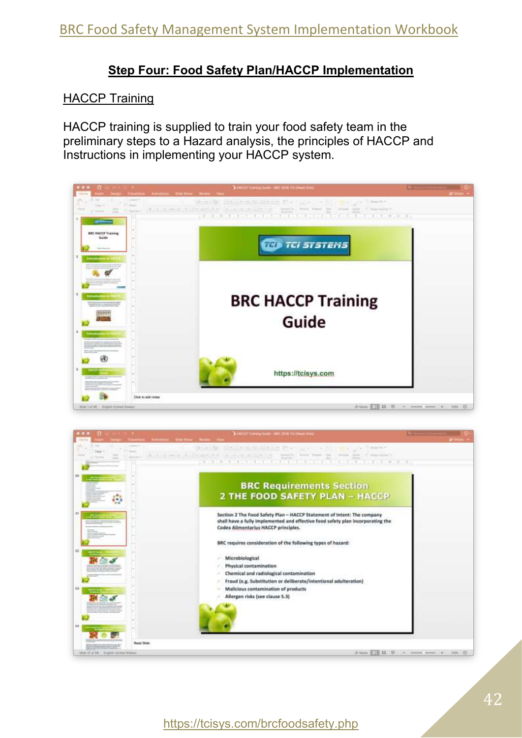## Step Four: Food Safety Plan/HACCP Implementation

### HACCP Training

HACCP training is supplied to train your food safety team in the preliminary steps to a Hazard analysis, the principles of HACCP and Instructions in implementing your HACCP system.

BRC HACCP Training Guide

https://tcisys.com

BRC Requirements Section 2 THE FOOD SAFETY PLAN – HACCP

Section 2 The Food Safety Plan – HACCP Statement of Intent: The company shall have a fully implemented and effective food safety plan incorporating the Codex Alimentarius HACCP principles.

BRC requires consideration of the following types of hazard:

- Microbiological
- Physical contamination
- Chemical and radiological contamination
- Fraud (e.g. Substitution or deliberate/intentional adulteration)
- Malicious contamination of products
- Allergen risks (see clause 5.3)

https://tcisys.com/brcfoodsafety.php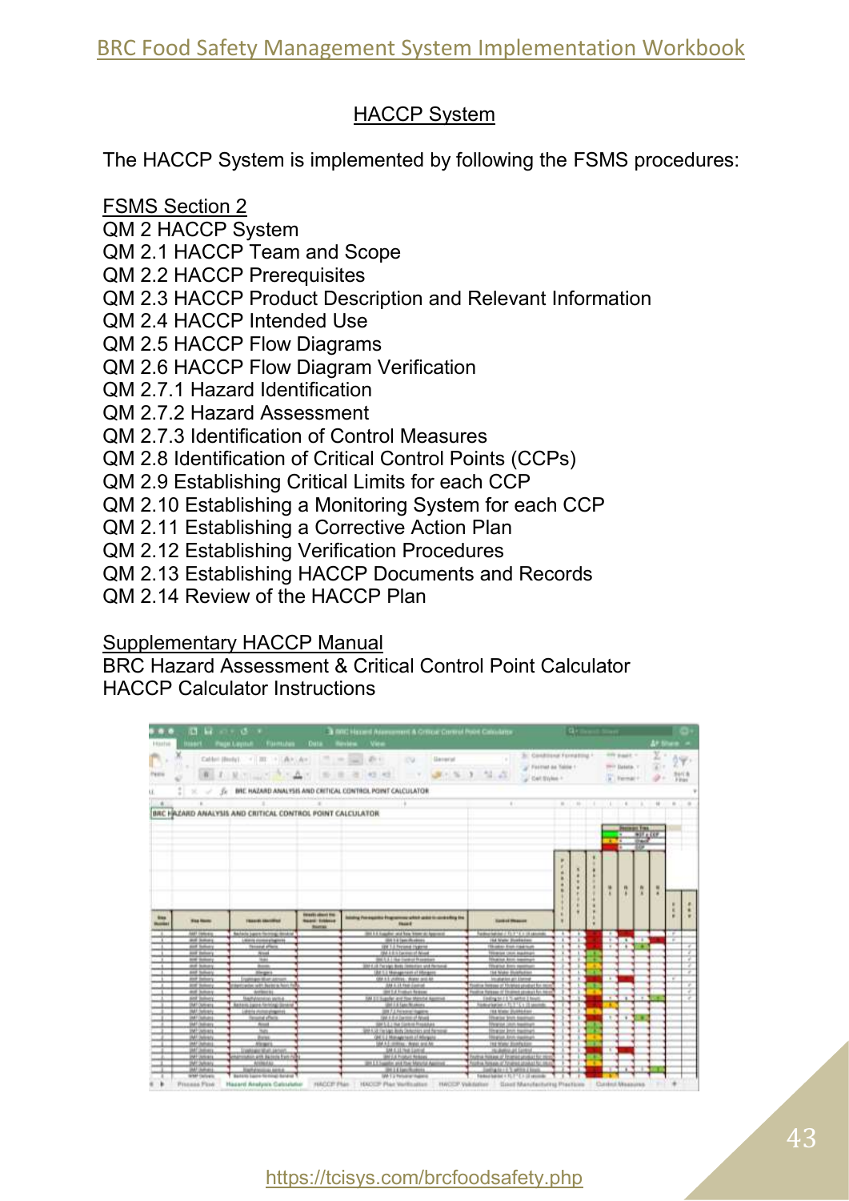## HACCP System

The HACCP System is implemented by following the FSMS procedures:

FSMS Section 2

QM 2 HACCP System
QM 2.1 HACCP Team and Scope
QM 2.2 HACCP Prerequisites
QM 2.3 HACCP Product Description and Relevant Information
QM 2.4 HACCP Intended Use
QM 2.5 HACCP Flow Diagrams
QM 2.6 HACCP Flow Diagram Verification
QM 2.7.1 Hazard Identification
QM 2.7.2 Hazard Assessment
QM 2.7.3 Identification of Control Measures
QM 2.8 Identification of Critical Control Points (CCPs)
QM 2.9 Establishing Critical Limits for each CCP
QM 2.10 Establishing a Monitoring System for each CCP
QM 2.11 Establishing a Corrective Action Plan
QM 2.12 Establishing Verification Procedures
QM 2.13 Establishing HACCP Documents and Records
QM 2.14 Review of the HACCP Plan

Supplementary HACCP Manual

BRC Hazard Assessment & Critical Control Point Calculator
HACCP Calculator Instructions

https://tcisys.com/brcfoodsafety.php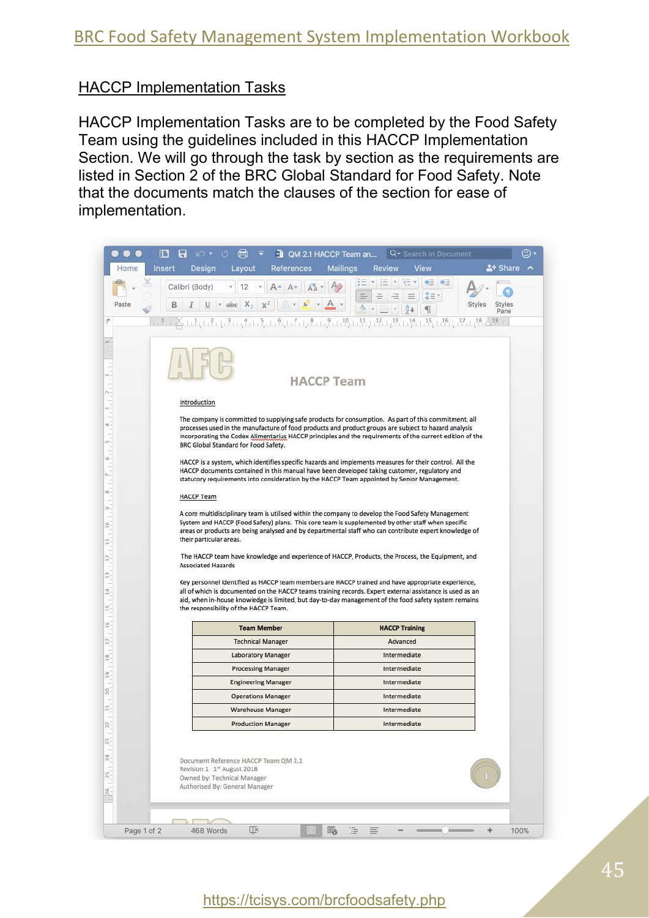## HACCP Implementation Tasks

HACCP Implementation Tasks are to be completed by the Food Safety Team using the guidelines included in this HACCP Implementation Section. We will go through the task by section as the requirements are listed in Section 2 of the BRC Global Standard for Food Safety. Note that the documents match the clauses of the section for ease of implementation.

### HACCP Team

Introduction

The company is committed to supplying safe products for consumption. As part of this commitment, all processes used in the manufacture of food products and product groups are subject to hazard analysis incorporating the Codex Alimentarius HACCP principles and the requirements of the current edition of the BRC Global Standard for Food Safety.

HACCP is a system, which identifies specific hazards and implements measures for their control. All the HACCP documents contained in this manual have been developed taking customer, regulatory and statutory requirements into consideration by the HACCP Team appointed by Senior Management.

HACCP Team

A core multidisciplinary team is utilised within the company to develop the Food Safety Management System and HACCP (Food Safety) plans. This core team is supplemented by other staff when specific areas or products are being analysed and by departmental staff who can contribute expert knowledge of their particular areas.

The HACCP team have knowledge and experience of HACCP, Products, the Process, the Equipment, and Associated Hazards

Key personnel identified as HACCP team members are HACCP trained and have appropriate experience, all of which is documented on the HACCP teams training records. Expert external assistance is used as an aid, when in-house knowledge is limited, but day-to-day management of the food safety system remains the responsibility of the HACCP Team.

| Team Member | HACCP Training |
|---|---|
| Technical Manager | Advanced |
| Laboratory Manager | Intermediate |
| Processing Manager | Intermediate |
| Engineering Manager | Intermediate |
| Operations Manager | Intermediate |
| Warehouse Manager | Intermediate |
| Production Manager | Intermediate |

Document Reference HACCP Team QM 2.1
Revision 1 1st August 2018
Owned by: Technical Manager
Authorised By: General Manager

https://tcisys.com/brcfoodsafety.php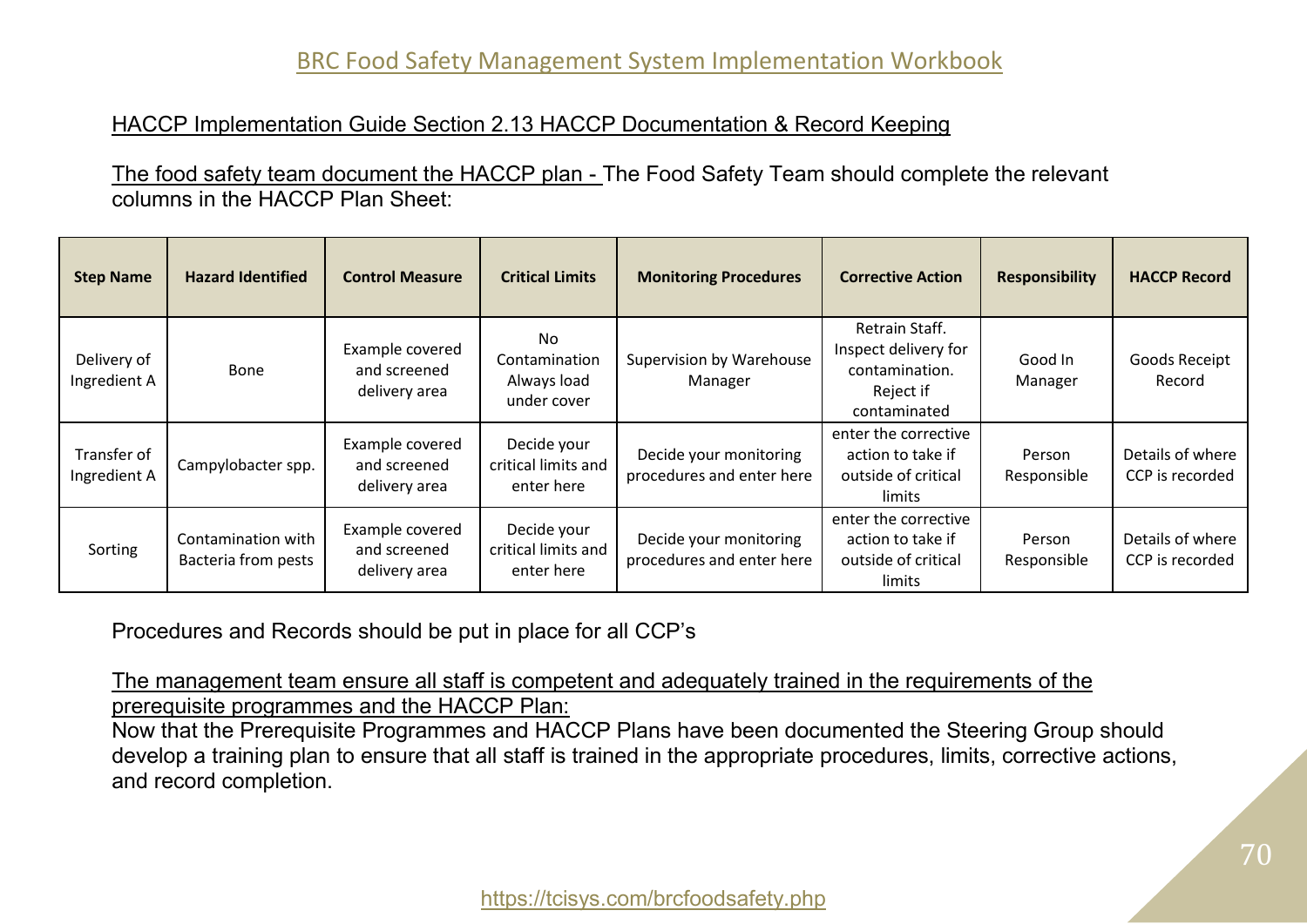## HACCP Implementation Guide Section 2.13 HACCP Documentation & Record Keeping

The food safety team document the HACCP plan - The Food Safety Team should complete the relevant columns in the HACCP Plan Sheet:

| Step Name | Hazard Identified | Control Measure | Critical Limits | Monitoring Procedures | Corrective Action | Responsibility | HACCP Record |
|---|---|---|---|---|---|---|---|
| Delivery of Ingredient A | Bone | Example covered and screened delivery area | No Contamination Always load under cover | Supervision by Warehouse Manager | Retrain Staff. Inspect delivery for contamination. Reject if contaminated | Good In Manager | Goods Receipt Record |
| Transfer of Ingredient A | Campylobacter spp. | Example covered and screened delivery area | Decide your critical limits and enter here | Decide your monitoring procedures and enter here | enter the corrective action to take if outside of critical limits | Person Responsible | Details of where CCP is recorded |
| Sorting | Contamination with Bacteria from pests | Example covered and screened delivery area | Decide your critical limits and enter here | Decide your monitoring procedures and enter here | enter the corrective action to take if outside of critical limits | Person Responsible | Details of where CCP is recorded |

Procedures and Records should be put in place for all CCP's

The management team ensure all staff is competent and adequately trained in the requirements of the prerequisite programmes and the HACCP Plan:

Now that the Prerequisite Programmes and HACCP Plans have been documented the Steering Group should develop a training plan to ensure that all staff is trained in the appropriate procedures, limits, corrective actions, and record completion.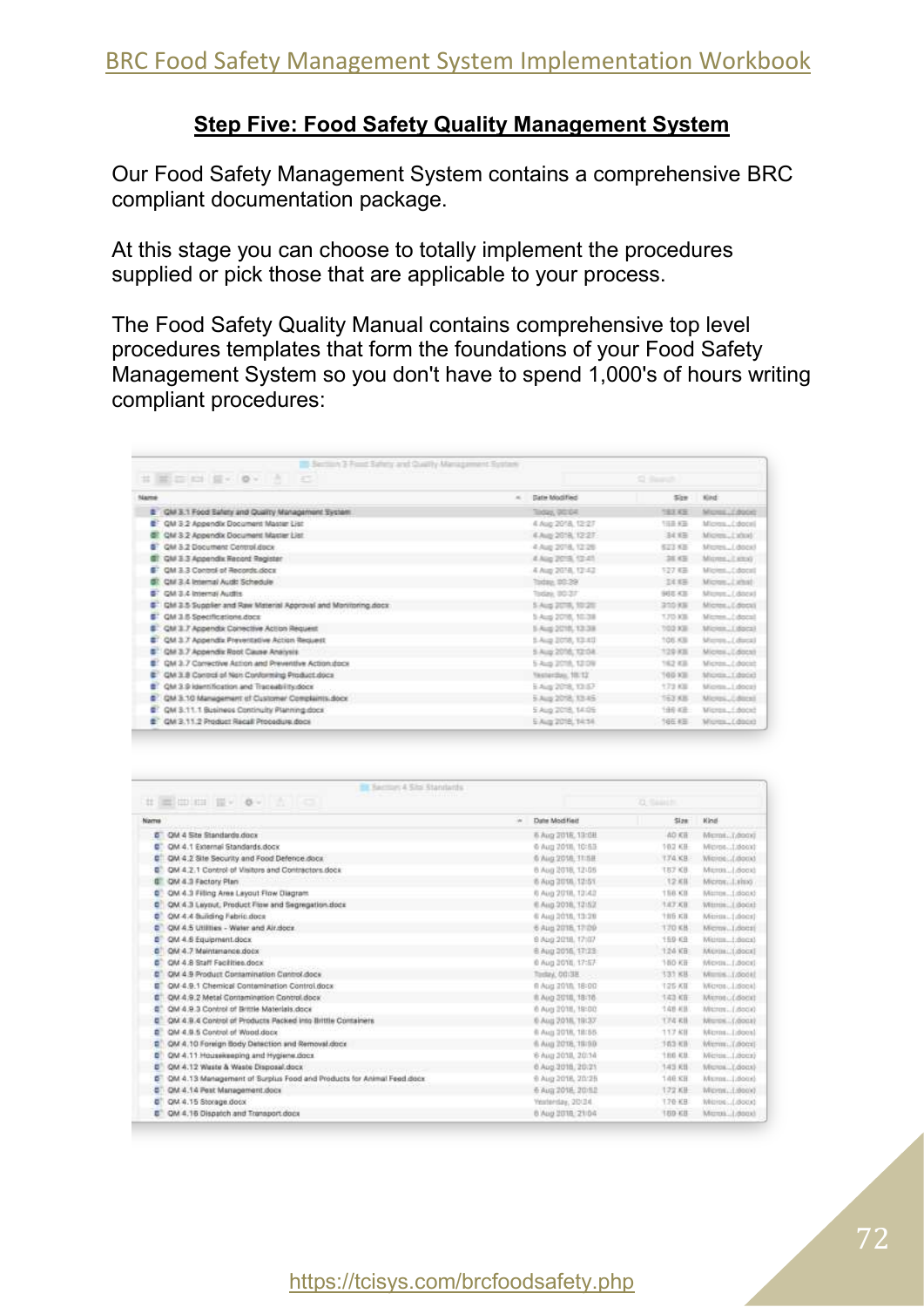## Step Five: Food Safety Quality Management System

Our Food Safety Management System contains a comprehensive BRC compliant documentation package.

At this stage you can choose to totally implement the procedures supplied or pick those that are applicable to your process.

The Food Safety Quality Manual contains comprehensive top level procedures templates that form the foundations of your Food Safety Management System so you don't have to spend 1,000's of hours writing compliant procedures:

Section 3 Food Safety and Quality Management System

| Name | Date Modified | Size | Kind |
|---|---|---|---|
| QM 3.1 Food Safety and Quality Management System | | | |
| QM 3.2 Appendix Document Master List | | | |
| QM 3.2 Appendix Document Master List | | | |
| QM 3.2 Document Control.docx | | | |
| QM 3.3 Appendix Record Register | | | |
| QM 3.3 Control of Records.docx | | | |
| QM 3.4 Internal Audit Schedule | | | |
| QM 3.4 Internal Audits | | | |
| QM 3.5 Supplier and Raw Material Approval and Monitoring.docx | | | |
| QM 3.6 Specifications.docx | | | |
| QM 3.7 Appendix Corrective Action Request | | | |
| QM 3.7 Appendix Preventative Action Request | | | |
| QM 3.7 Appendix Root Cause Analysis | | | |
| QM 3.7 Corrective Action and Preventive Action.docx | | | |
| QM 3.8 Control of Non Conforming Product.docx | | | |
| QM 3.9 Identification and Traceability.docx | | | |
| QM 3.10 Management of Customer Complaints.docx | | | |
| QM 3.11.1 Business Continuity Planning.docx | | | |
| QM 3.11.2 Product Recall Procedure.docx | | | |

Section 4 Site Standards

| Name | Date Modified | Size | Kind |
|---|---|---|---|
| QM 4 Site Standards.docx | | | |
| QM 4.1 External Standards.docx | | | |
| QM 4.2 Site Security and Food Defence.docx | | | |
| QM 4.2.1 Control of Visitors and Contractors.docx | | | |
| QM 4.3 Factory Plan | | | |
| QM 4.3 Filling Area Layout Flow Diagram | | | |
| QM 4.3 Layout, Product Flow and Segregation.docx | | | |
| QM 4.4 Building Fabric.docx | | | |
| QM 4.5 Utilities - Water and Air.docx | | | |
| QM 4.6 Equipment.docx | | | |
| QM 4.7 Maintenance.docx | | | |
| QM 4.8 Staff Facilities.docx | | | |
| QM 4.9 Product Contamination Control.docx | | | |
| QM 4.9.1 Chemical Contamination Control.docx | | | |
| QM 4.9.2 Metal Contamination Control.docx | | | |
| QM 4.9.3 Control of Brittle Materials.docx | | | |
| QM 4.9.4 Control of Products Packed into Brittle Containers | | | |
| QM 4.9.5 Control of Wood.docx | | | |
| QM 4.10 Foreign Body Detection and Removal.docx | | | |
| QM 4.11 Housekeeping and Hygiene.docx | | | |
| QM 4.12 Waste & Waste Disposal.docx | | | |
| QM 4.13 Management of Surplus Food and Products for Animal Feed.docx | | | |
| QM 4.14 Pest Management.docx | | | |
| QM 4.15 Storage.docx | | | |
| QM 4.16 Dispatch and Transport.docx | | | |

https://tcisys.com/brcfoodsafety.php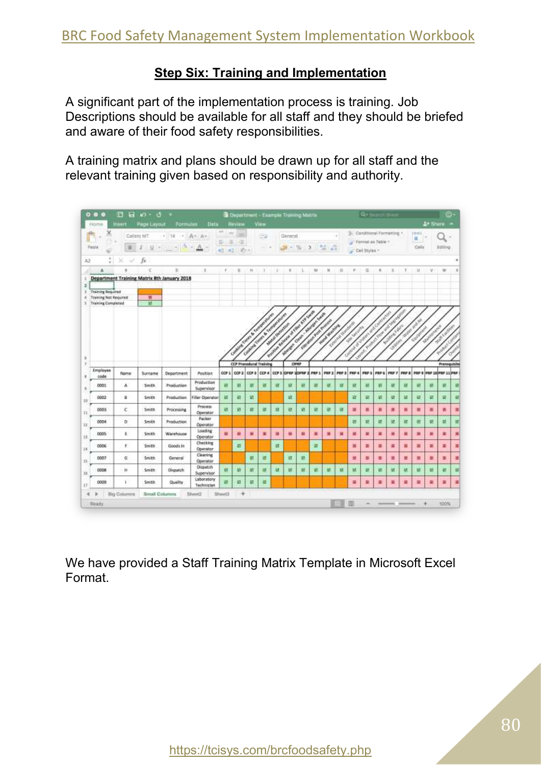## Step Six: Training and Implementation

A significant part of the implementation process is training. Job Descriptions should be available for all staff and they should be briefed and aware of their food safety responsibilities.

A training matrix and plans should be drawn up for all staff and the relevant training given based on responsibility and authority.

We have provided a Staff Training Matrix Template in Microsoft Excel Format.

https://tcisys.com/brcfoodsafety.php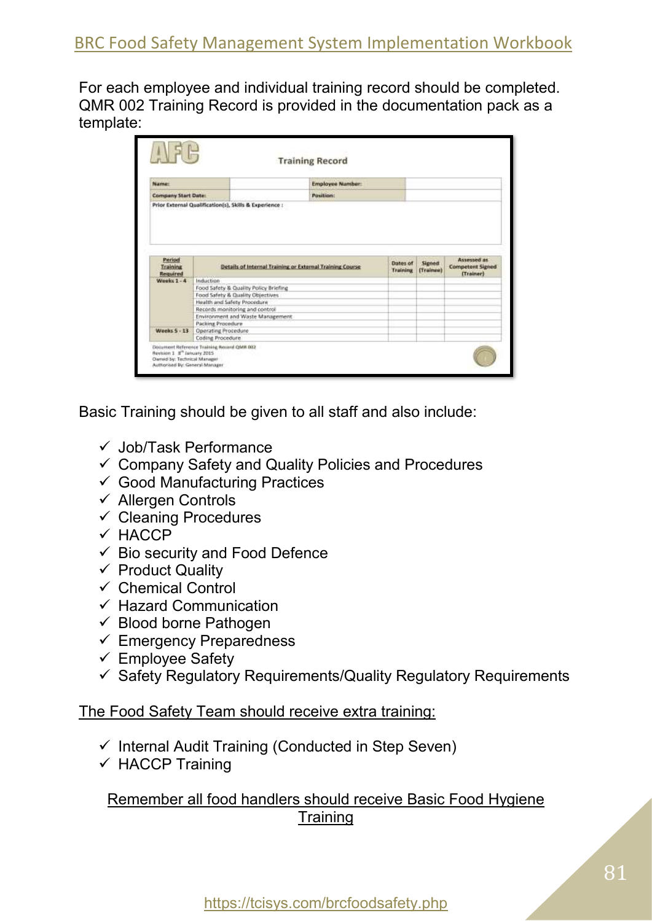For each employee and individual training record should be completed. QMR 002 Training Record is provided in the documentation pack as a template:

**AFC**

**Training Record**

| Name: | | Employee Number: | |
|---|---|---|---|
| Company Start Date: | | Position: | |

Prior External Qualification(s), Skills & Experience :

| Period Training Required | Details of Internal Training or External Training Course | Dates of Training | Signed (Trainee) | Assessed as Competent Signed (Trainer) |
|---|---|---|---|---|
| Weeks 1 - 4 | Induction | | | |
| | Food Safety & Quality Policy Briefing | | | |
| | Food Safety & Quality Objectives | | | |
| | Health and Safety Procedure | | | |
| | Records monitoring and control | | | |
| | Environment and Waste Management | | | |
| | Packing Procedure | | | |
| Weeks 5 - 13 | Operating Procedure | | | |
| | Coding Procedure | | | |

Document Reference Training Record QMR 002
Revision 1 8th January 2015
Owned by: Technical Manager
Authorised By: General Manager

Basic Training should be given to all staff and also include:

- ✓ Job/Task Performance
- ✓ Company Safety and Quality Policies and Procedures
- ✓ Good Manufacturing Practices
- ✓ Allergen Controls
- ✓ Cleaning Procedures
- ✓ HACCP
- ✓ Bio security and Food Defence
- ✓ Product Quality
- ✓ Chemical Control
- ✓ Hazard Communication
- ✓ Blood borne Pathogen
- ✓ Emergency Preparedness
- ✓ Employee Safety
- ✓ Safety Regulatory Requirements/Quality Regulatory Requirements

<u>The Food Safety Team should receive extra training:</u>

- ✓ Internal Audit Training (Conducted in Step Seven)
- ✓ HACCP Training

<u>Remember all food handlers should receive Basic Food Hygiene Training</u>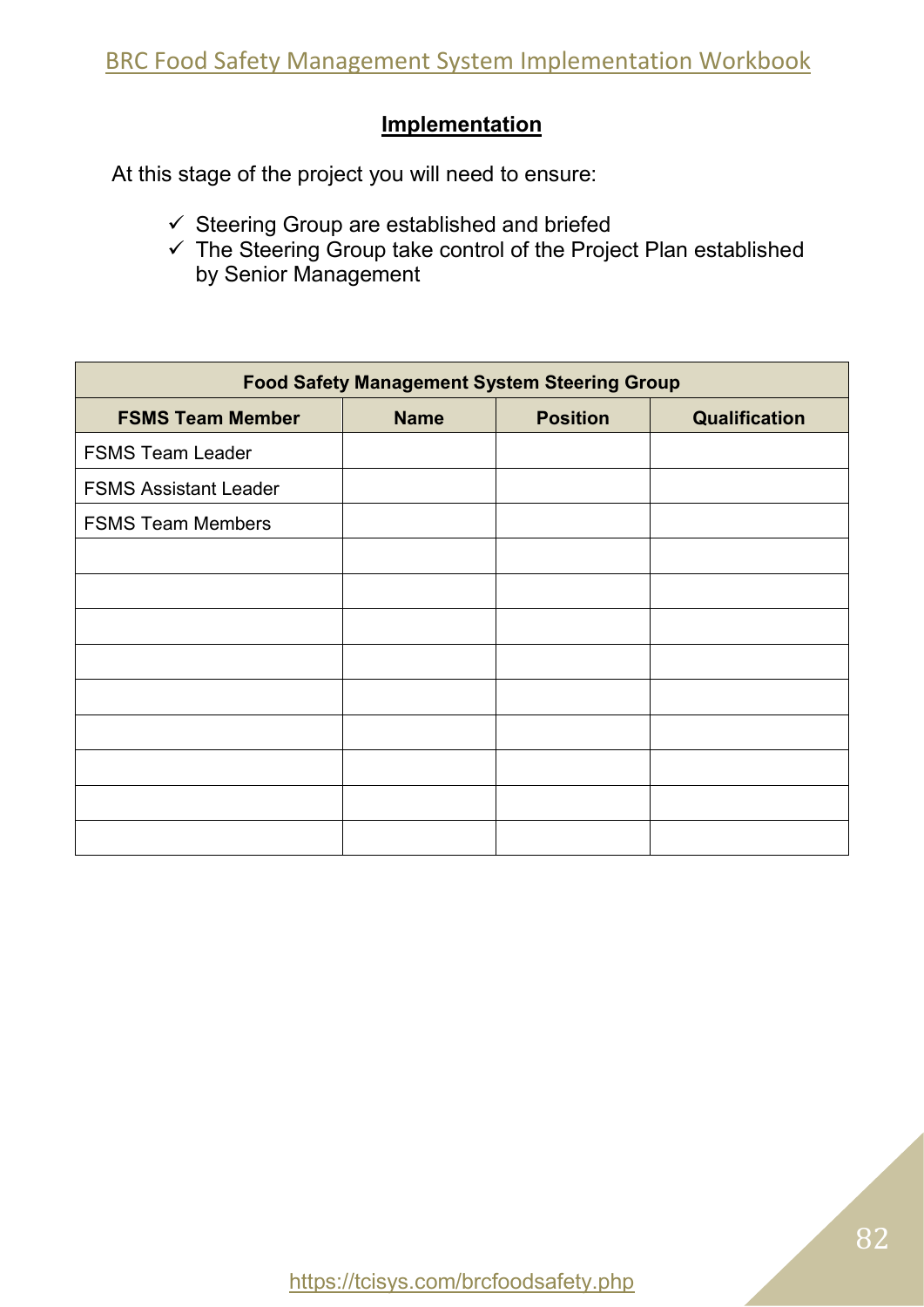## Implementation

At this stage of the project you will need to ensure:

- ✓ Steering Group are established and briefed
- ✓ The Steering Group take control of the Project Plan established by Senior Management

| Food Safety Management System Steering Group | | | |
|---|---|---|---|
| **FSMS Team Member** | **Name** | **Position** | **Qualification** |
| FSMS Team Leader | | | |
| FSMS Assistant Leader | | | |
| FSMS Team Members | | | |
| | | | |
| | | | |
| | | | |
| | | | |
| | | | |
| | | | |
| | | | |
| | | | |
| | | | |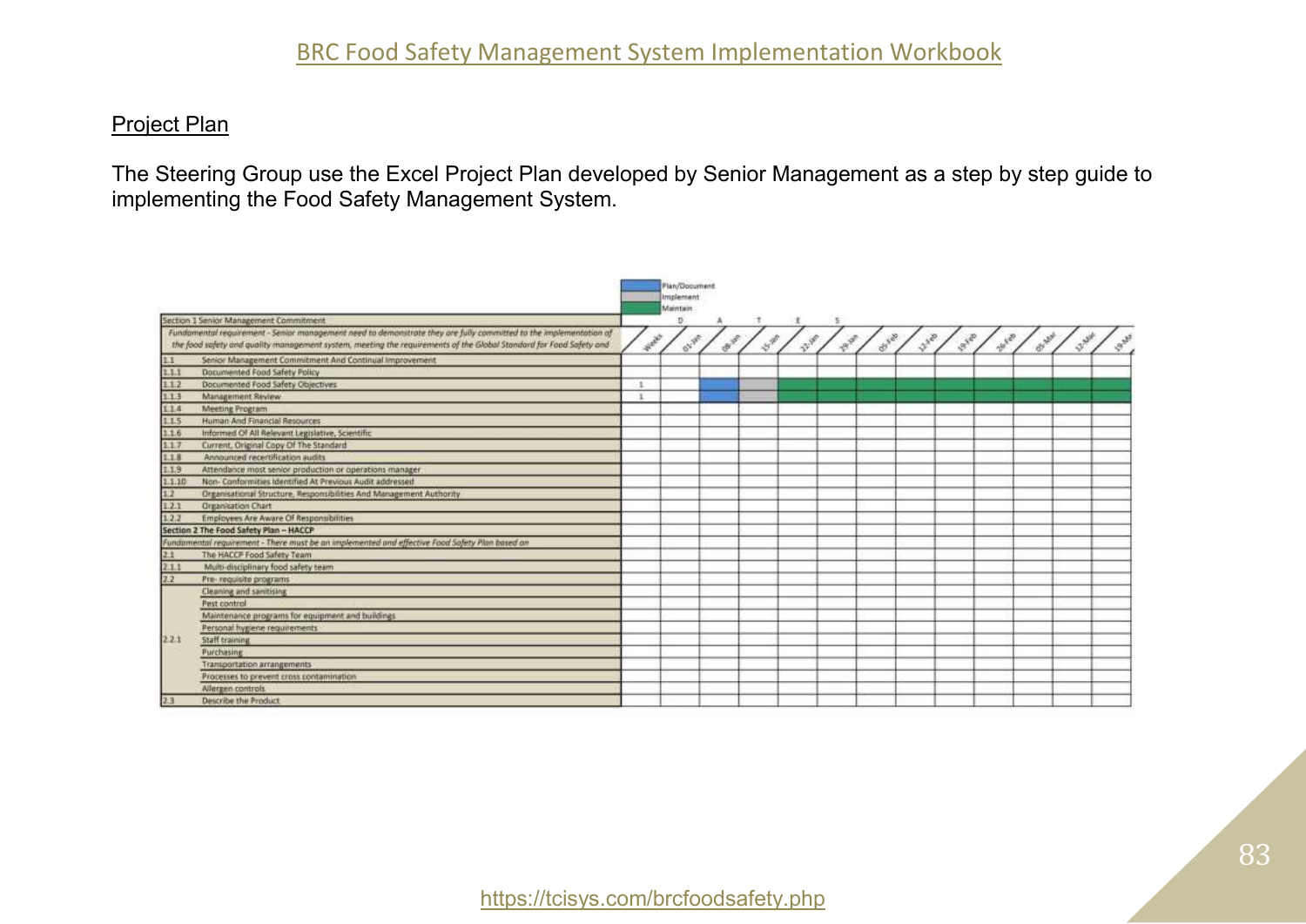## Project Plan

The Steering Group use the Excel Project Plan developed by Senior Management as a step by step guide to implementing the Food Safety Management System.

Legend: Plan/Document (blue), Implement (grey), Maintain (green)

| Ref | Section 1 Senior Management Commitment | Weeks | 01-Jan | 08-Jan | 15-Jan | 22-Jan | 29-Jan | 05-Feb | 12-Feb | 19-Feb | 26-Feb | 05-Mar | 12-Mar | 19-Mar |
|---|---|---|---|---|---|---|---|---|---|---|---|---|---|---|
| | *Fundamental requirement - Senior management need to demonstrate they are fully committed to the implementation of the food safety and quality management system, meeting the requirements of the Global Standard for Food Safety and* | | | | | | | | | | | | | |
| 1.1 | Senior Management Commitment And Continual Improvement | | | | | | | | | | | | | |
| 1.1.1 | Documented Food Safety Policy | | | | | | | | | | | | | |
| 1.1.2 | Documented Food Safety Objectives | 1 | | Plan/Document | Implement | Maintain | Maintain | Maintain | Maintain | Maintain | Maintain | Maintain | Maintain | Maintain |
| 1.1.3 | Management Review | 1 | | Plan/Document | Implement | Maintain | Maintain | Maintain | Maintain | Maintain | Maintain | Maintain | Maintain | Maintain |
| 1.1.4 | Meeting Program | | | | | | | | | | | | | |
| 1.1.5 | Human And Financial Resources | | | | | | | | | | | | | |
| 1.1.6 | Informed Of All Relevant Legislative, Scientific | | | | | | | | | | | | | |
| 1.1.7 | Current, Original Copy Of The Standard | | | | | | | | | | | | | |
| 1.1.8 | Announced recertification audits | | | | | | | | | | | | | |
| 1.1.9 | Attendance most senior production or operations manager | | | | | | | | | | | | | |
| 1.1.10 | Non- Conformities Identified At Previous Audit addressed | | | | | | | | | | | | | |
| 1.2 | Organisational Structure, Responsibilities And Management Authority | | | | | | | | | | | | | |
| 1.2.1 | Organisation Chart | | | | | | | | | | | | | |
| 1.2.2 | Employees Are Aware Of Responsibilities | | | | | | | | | | | | | |
| | **Section 2 The Food Safety Plan – HACCP** | | | | | | | | | | | | | |
| | *Fundamental requirement - There must be an implemented and effective Food Safety Plan based on* | | | | | | | | | | | | | |
| 2.1 | The HACCP Food Safety Team | | | | | | | | | | | | | |
| 2.1.1 | Multi-disciplinary food safety team | | | | | | | | | | | | | |
| 2.2 | Pre- requisite programs | | | | | | | | | | | | | |
| 2.2.1 | Cleaning and sanitising | | | | | | | | | | | | | |
| | Pest control | | | | | | | | | | | | | |
| | Maintenance programs for equipment and buildings | | | | | | | | | | | | | |
| | Personal hygiene requirements | | | | | | | | | | | | | |
| | Staff training | | | | | | | | | | | | | |
| | Purchasing | | | | | | | | | | | | | |
| | Transportation arrangements | | | | | | | | | | | | | |
| | Processes to prevent cross contamination | | | | | | | | | | | | | |
| | Allergen controls | | | | | | | | | | | | | |
| 2.3 | Describe the Product | | | | | | | | | | | | | |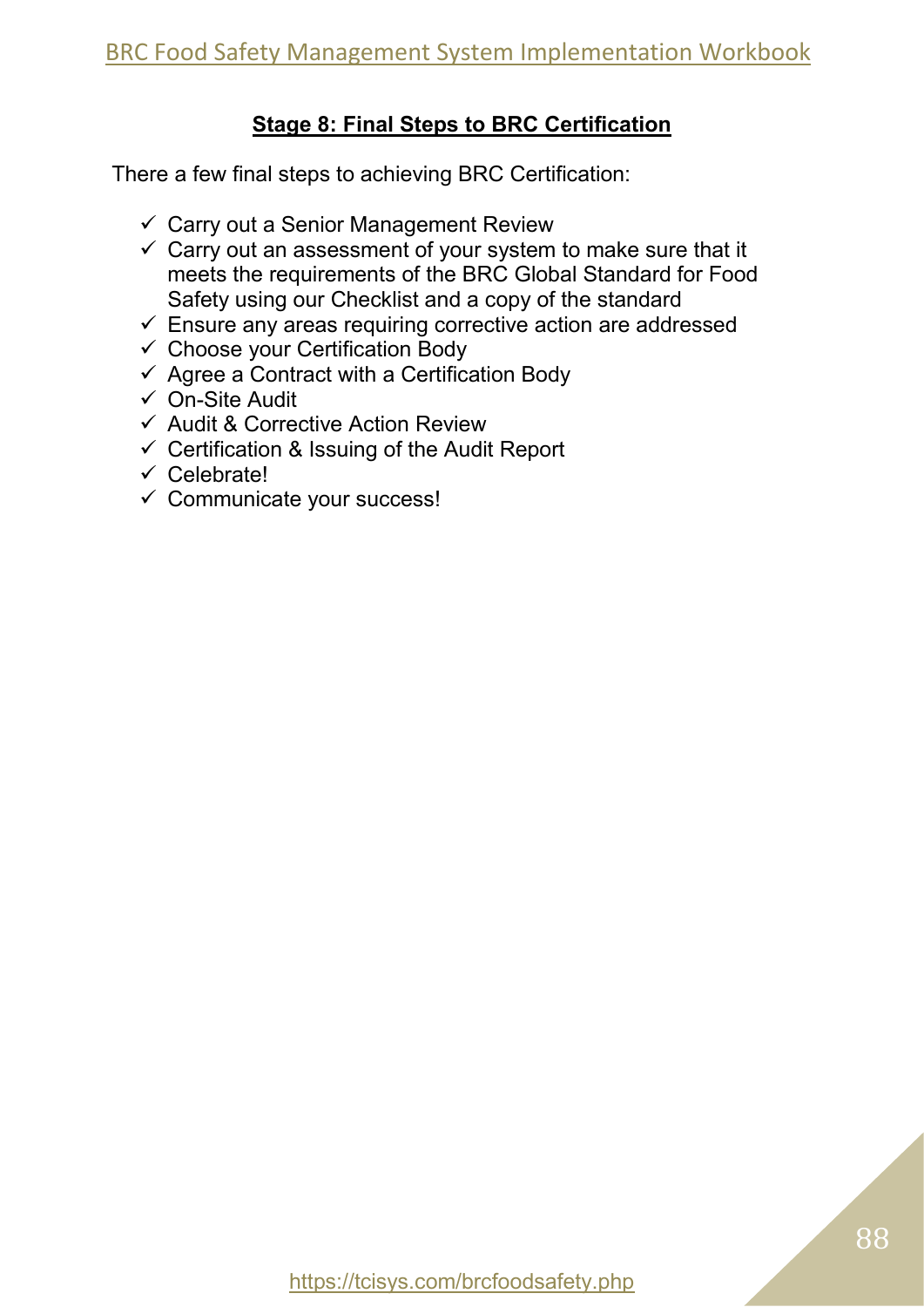## Stage 8: Final Steps to BRC Certification

There a few final steps to achieving BRC Certification:

- ✓ Carry out a Senior Management Review
- ✓ Carry out an assessment of your system to make sure that it meets the requirements of the BRC Global Standard for Food Safety using our Checklist and a copy of the standard
- ✓ Ensure any areas requiring corrective action are addressed
- ✓ Choose your Certification Body
- ✓ Agree a Contract with a Certification Body
- ✓ On-Site Audit
- ✓ Audit & Corrective Action Review
- ✓ Certification & Issuing of the Audit Report
- ✓ Celebrate!
- ✓ Communicate your success!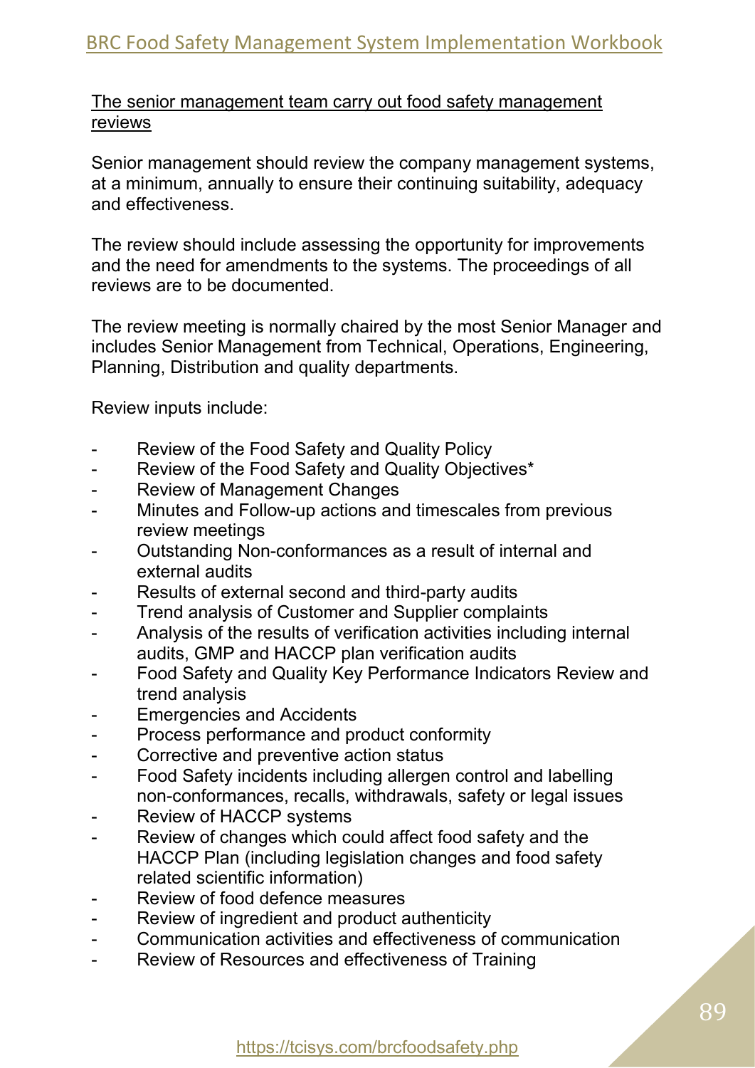<u>The senior management team carry out food safety management reviews</u>

Senior management should review the company management systems, at a minimum, annually to ensure their continuing suitability, adequacy and effectiveness.

The review should include assessing the opportunity for improvements and the need for amendments to the systems. The proceedings of all reviews are to be documented.

The review meeting is normally chaired by the most Senior Manager and includes Senior Management from Technical, Operations, Engineering, Planning, Distribution and quality departments.

Review inputs include:

- Review of the Food Safety and Quality Policy
- Review of the Food Safety and Quality Objectives*
- Review of Management Changes
- Minutes and Follow-up actions and timescales from previous review meetings
- Outstanding Non-conformances as a result of internal and external audits
- Results of external second and third-party audits
- Trend analysis of Customer and Supplier complaints
- Analysis of the results of verification activities including internal audits, GMP and HACCP plan verification audits
- Food Safety and Quality Key Performance Indicators Review and trend analysis
- Emergencies and Accidents
- Process performance and product conformity
- Corrective and preventive action status
- Food Safety incidents including allergen control and labelling non-conformances, recalls, withdrawals, safety or legal issues
- Review of HACCP systems
- Review of changes which could affect food safety and the HACCP Plan (including legislation changes and food safety related scientific information)
- Review of food defence measures
- Review of ingredient and product authenticity
- Communication activities and effectiveness of communication
- Review of Resources and effectiveness of Training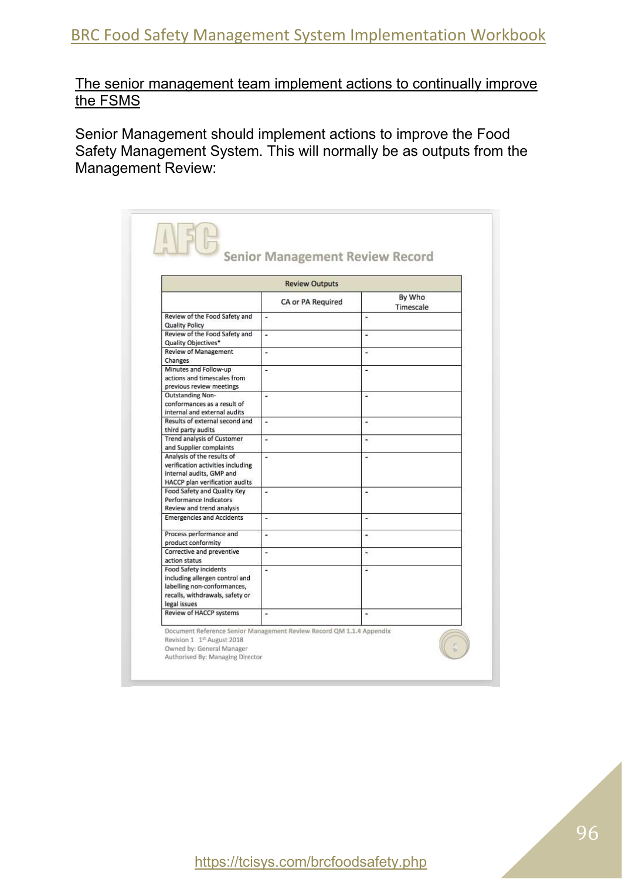The senior management team implement actions to continually improve the FSMS

Senior Management should implement actions to improve the Food Safety Management System. This will normally be as outputs from the Management Review:

AFC

## Senior Management Review Record

| Review Outputs | | |
|---|---|---|
| | CA or PA Required | By Who Timescale |
| Review of the Food Safety and Quality Policy | - | - |
| Review of the Food Safety and Quality Objectives* | - | - |
| Review of Management Changes | - | - |
| Minutes and Follow-up actions and timescales from previous review meetings | - | - |
| Outstanding Non-conformances as a result of internal and external audits | - | - |
| Results of external second and third party audits | - | - |
| Trend analysis of Customer and Supplier complaints | - | - |
| Analysis of the results of verification activities including internal audits, GMP and HACCP plan verification audits | - | - |
| Food Safety and Quality Key Performance Indicators Review and trend analysis | - | - |
| Emergencies and Accidents | - | - |
| Process performance and product conformity | - | - |
| Corrective and preventive action status | - | - |
| Food Safety incidents including allergen control and labelling non-conformances, recalls, withdrawals, safety or legal issues | - | - |
| Review of HACCP systems | - | - |

Document Reference Senior Management Review Record QM 1.1.4 Appendix
Revision 1 1st August 2018
Owned by: General Manager
Authorised By: Managing Director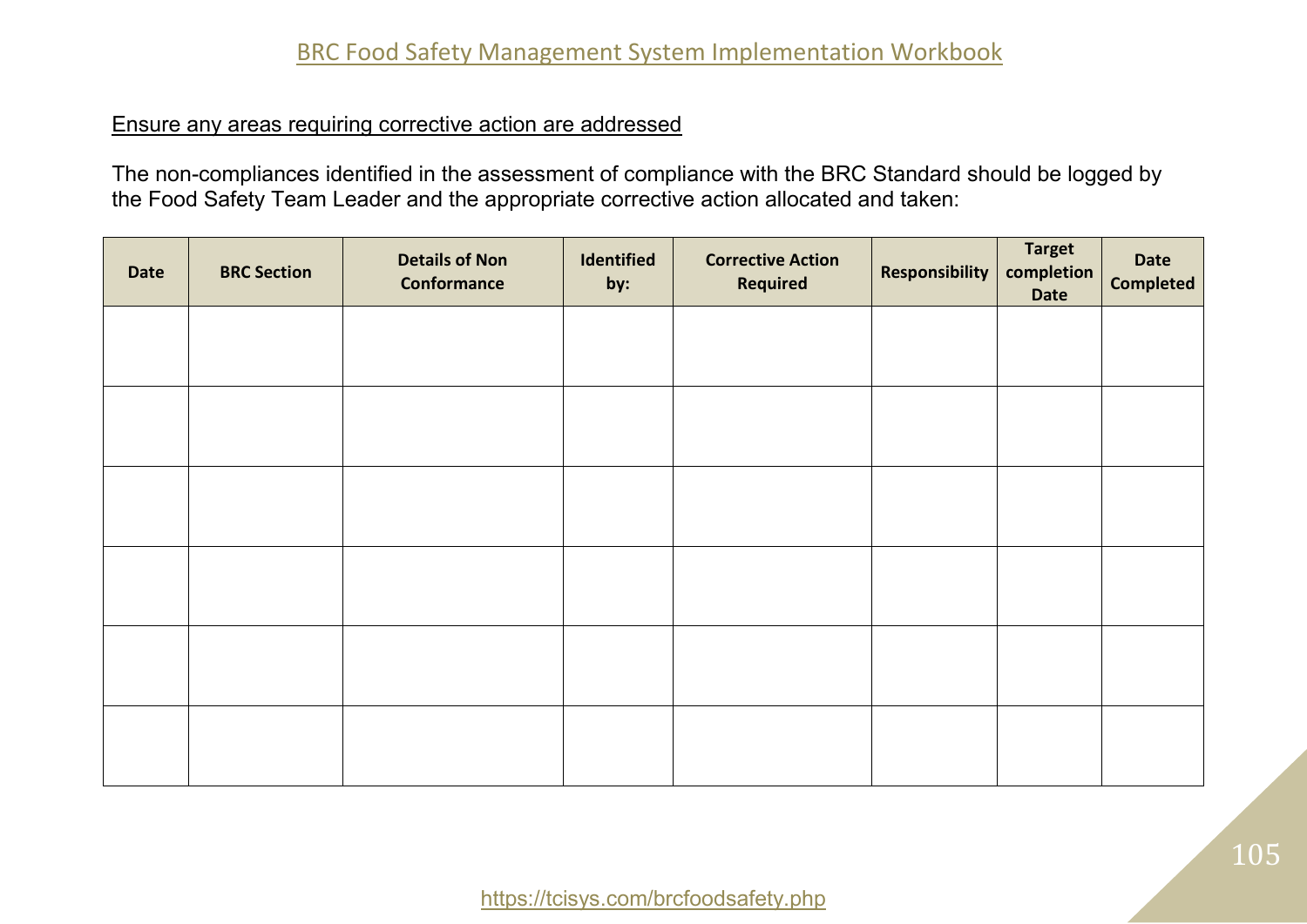Ensure any areas requiring corrective action are addressed

The non-compliances identified in the assessment of compliance with the BRC Standard should be logged by the Food Safety Team Leader and the appropriate corrective action allocated and taken:

| Date | BRC Section | Details of Non Conformance | Identified by: | Corrective Action Required | Responsibility | Target completion Date | Date Completed |
|---|---|---|---|---|---|---|---|
| | | | | | | | |
| | | | | | | | |
| | | | | | | | |
| | | | | | | | |
| | | | | | | | |
| | | | | | | | |